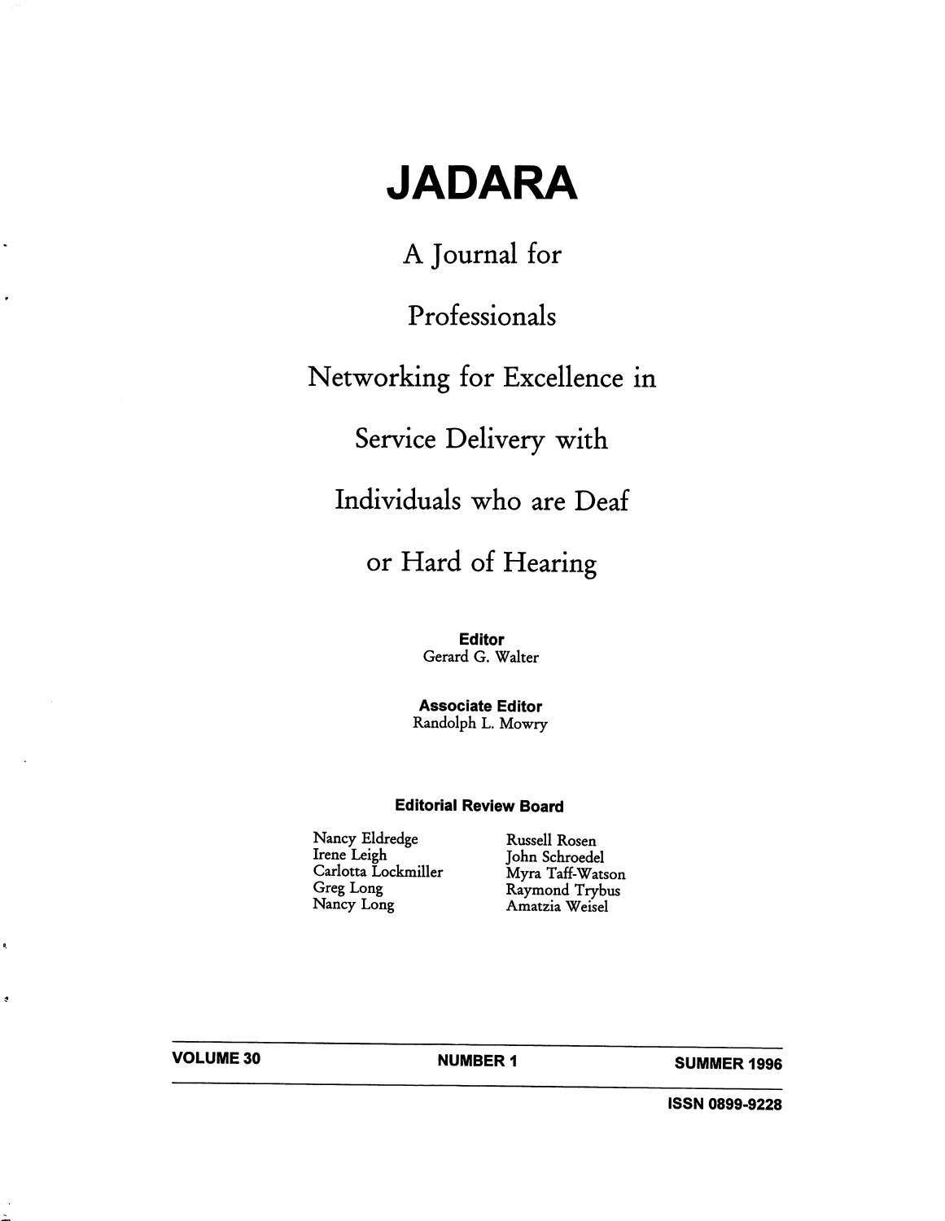# JADARA

## A Journal for Professionals Networking for Excellence in Service Delivery with Individuals who are Deaf or Hard of Hearing

**Editor**
Gerard G. Walter

**Associate Editor**
Randolph L. Mowry

**Editorial Review Board**

Nancy Eldredge
Irene Leigh
Carlotta Lockmiller
Greg Long
Nancy Long
Russell Rosen
John Schroedel
Myra Taff-Watson
Raymond Trybus
Amatzia Weisel

**VOLUME 30** **NUMBER 1** **SUMMER 1996**

**ISSN 0899-9228**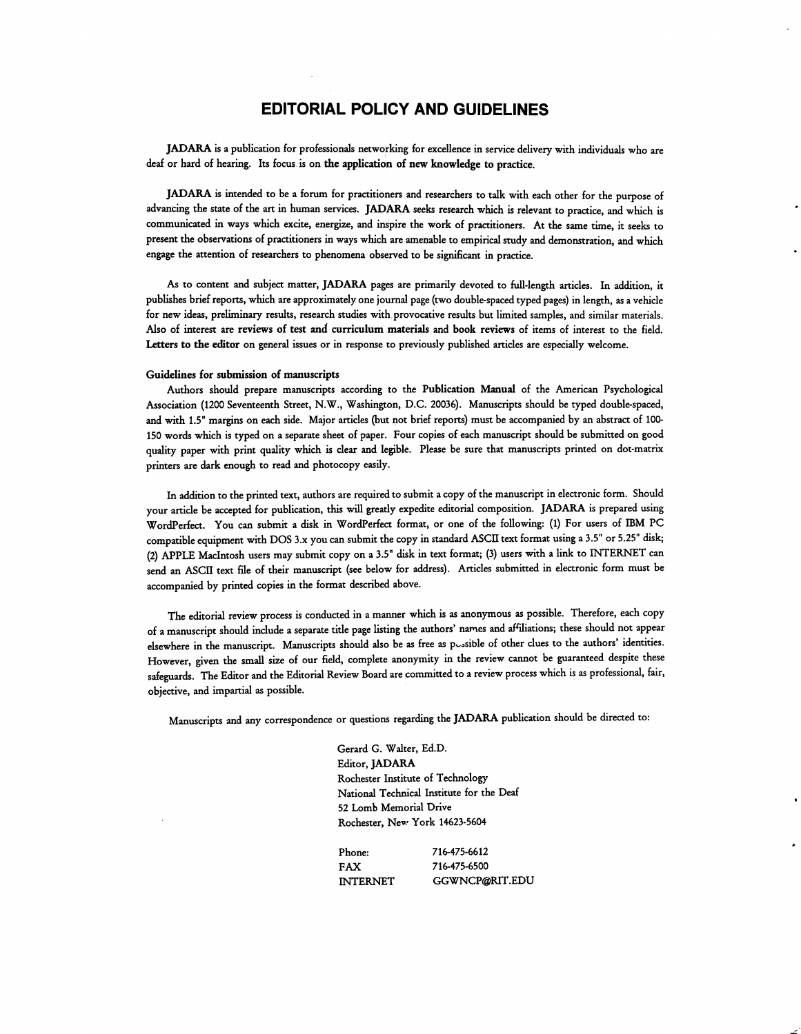# EDITORIAL POLICY AND GUIDELINES

JADARA is a publication for professionals networking for excellence in service delivery with individuals who are deaf or hard of hearing. Its focus is on **the application of new knowledge to practice.**

JADARA is intended to be a forum for practitioners and researchers to talk with each other for the purpose of advancing the state of the art in human services. **JADARA** seeks research which is relevant to practice, and which is communicated in ways which excite, energize, and inspire the work of practitioners. At the same time, it seeks to present the observations of practitioners in ways which are amenable to empirical study and demonstration, and which engage the attention of researchers to phenomena observed to be significant in practice.

As to content and subject matter, **JADARA** pages are primarily devoted to full-length articles. In addition, it publishes brief reports, which are approximately one journal page (two double-spaced typed pages) in length, as a vehicle for new ideas, preliminary results, research studies with provocative results but limited samples, and similar materials. Also of interest are **reviews of test and curriculum materials** and **book reviews** of items of interest to the field. **Letters to the editor** on general issues or in response to previously published articles are especially welcome.

**Guidelines for submission of manuscripts**

Authors should prepare manuscripts according to the **Publication Manual** of the American Psychological Association (1200 Seventeenth Street, N.W., Washington, D.C. 20036). Manuscripts should be typed double-spaced, and with 1.5" margins on each side. Major articles (but not brief reports) must be accompanied by an abstract of 100-150 words which is typed on a separate sheet of paper. Four copies of each manuscript should be submitted on good quality paper with print quality which is clear and legible. Please be sure that manuscripts printed on dot-matrix printers are dark enough to read and photocopy easily.

In addition to the printed text, authors are required to submit a copy of the manuscript in electronic form. Should your article be accepted for publication, this will greatly expedite editorial composition. **JADARA** is prepared using WordPerfect. You can submit a disk in WordPerfect format, or one of the following: (1) For users of IBM PC compatible equipment with DOS 3.x you can submit the copy in standard ASCII text format using a 3.5" or 5.25" disk; (2) APPLE MacIntosh users may submit copy on a 3.5" disk in text format; (3) users with a link to INTERNET can send an ASCII text file of their manuscript (see below for address). Articles submitted in electronic form must be accompanied by printed copies in the format described above.

The editorial review process is conducted in a manner which is as anonymous as possible. Therefore, each copy of a manuscript should include a separate title page listing the authors' names and affiliations; these should not appear elsewhere in the manuscript. Manuscripts should also be as free as possible of other clues to the authors' identities. However, given the small size of our field, complete anonymity in the review cannot be guaranteed despite these safeguards. The Editor and the Editorial Review Board are committed to a review process which is as professional, fair, objective, and impartial as possible.

Manuscripts and any correspondence or questions regarding the **JADARA** publication should be directed to:

Gerard G. Walter, Ed.D.
Editor, **JADARA**
Rochester Institute of Technology
National Technical Institute for the Deaf
52 Lomb Memorial Drive
Rochester, New York 14623-5604

| | |
|---|---|
| Phone: | 716-475-6612 |
| FAX | 716-475-6500 |
| INTERNET | GGWNCP@RIT.EDU |